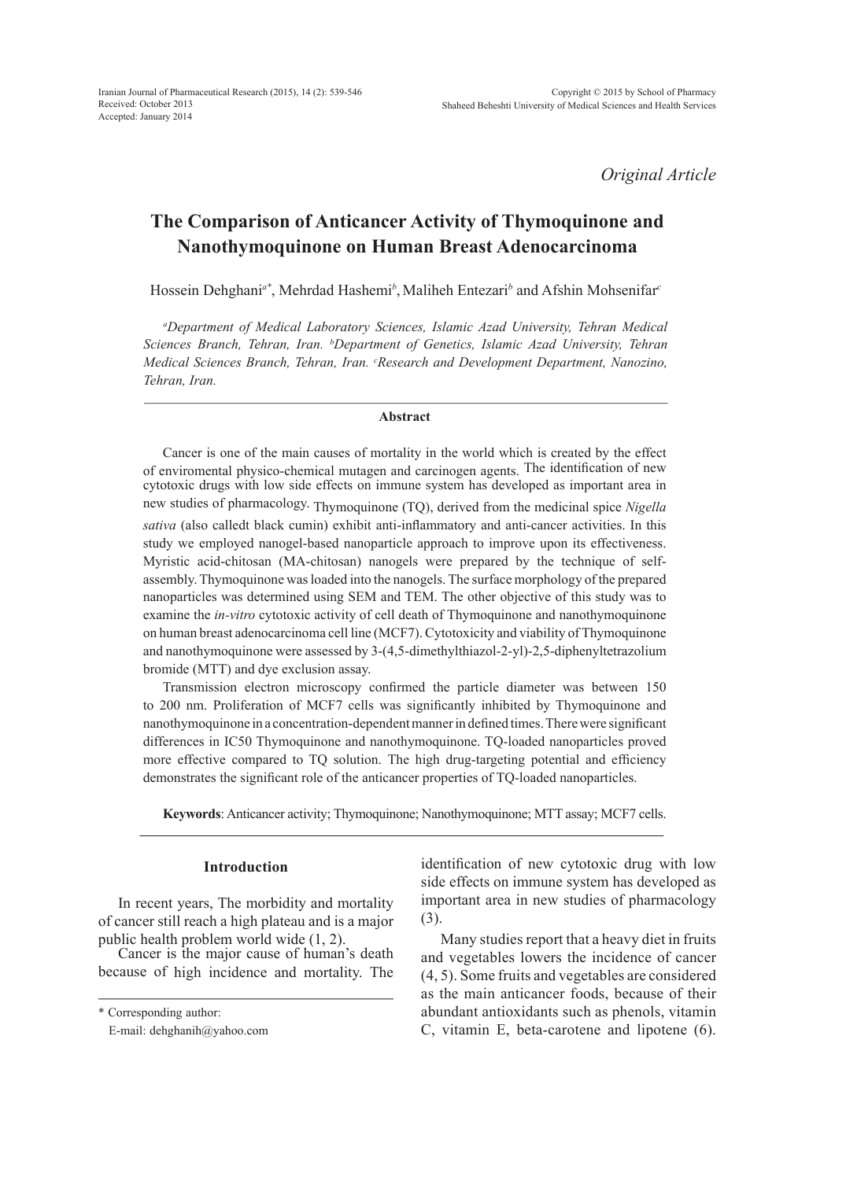*Original Article*

# The Comparison of Anticancer Activity of Thymoquinone and Nanothymoquinone on Human Breast Adenocarcinoma

Hossein Dehghani[a*], Mehrdad Hashemi[b], Maliheh Entezari[b] and Afshin Mohsenifar[c]

*[a]Department of Medical Laboratory Sciences, Islamic Azad University, Tehran Medical Sciences Branch, Tehran, Iran. [b]Department of Genetics, Islamic Azad University, Tehran Medical Sciences Branch, Tehran, Iran. [c]Research and Development Department, Nanozino, Tehran, Iran.*

## Abstract

Cancer is one of the main causes of mortality in the world which is created by the effect of enviromental physico-chemical mutagen and carcinogen agents. The identification of new cytotoxic drugs with low side effects on immune system has developed as important area in new studies of pharmacology. Thymoquinone (TQ), derived from the medicinal spice *Nigella sativa* (also calledt black cumin) exhibit anti-inflammatory and anti-cancer activities. In this study we employed nanogel-based nanoparticle approach to improve upon its effectiveness. Myristic acid-chitosan (MA-chitosan) nanogels were prepared by the technique of self-assembly. Thymoquinone was loaded into the nanogels. The surface morphology of the prepared nanoparticles was determined using SEM and TEM. The other objective of this study was to examine the *in-vitro* cytotoxic activity of cell death of Thymoquinone and nanothymoquinone on human breast adenocarcinoma cell line (MCF7). Cytotoxicity and viability of Thymoquinone and nanothymoquinone were assessed by 3-(4,5-dimethylthiazol-2-yl)-2,5-diphenyltetrazolium bromide (MTT) and dye exclusion assay.

Transmission electron microscopy confirmed the particle diameter was between 150 to 200 nm. Proliferation of MCF7 cells was significantly inhibited by Thymoquinone and nanothymoquinone in a concentration-dependent manner in defined times. There were significant differences in IC50 Thymoquinone and nanothymoquinone. TQ-loaded nanoparticles proved more effective compared to TQ solution. The high drug-targeting potential and efficiency demonstrates the significant role of the anticancer properties of TQ-loaded nanoparticles.

**Keywords**: Anticancer activity; Thymoquinone; Nanothymoquinone; MTT assay; MCF7 cells.

## Introduction

In recent years, The morbidity and mortality of cancer still reach a high plateau and is a major public health problem world wide (1, 2).

Cancer is the major cause of human's death because of high incidence and mortality. The identification of new cytotoxic drug with low side effects on immune system has developed as important area in new studies of pharmacology (3).

Many studies report that a heavy diet in fruits and vegetables lowers the incidence of cancer (4, 5). Some fruits and vegetables are considered as the main anticancer foods, because of their abundant antioxidants such as phenols, vitamin C, vitamin E, beta-carotene and lipotene (6).

\* Corresponding author:
E-mail: dehghanih@yahoo.com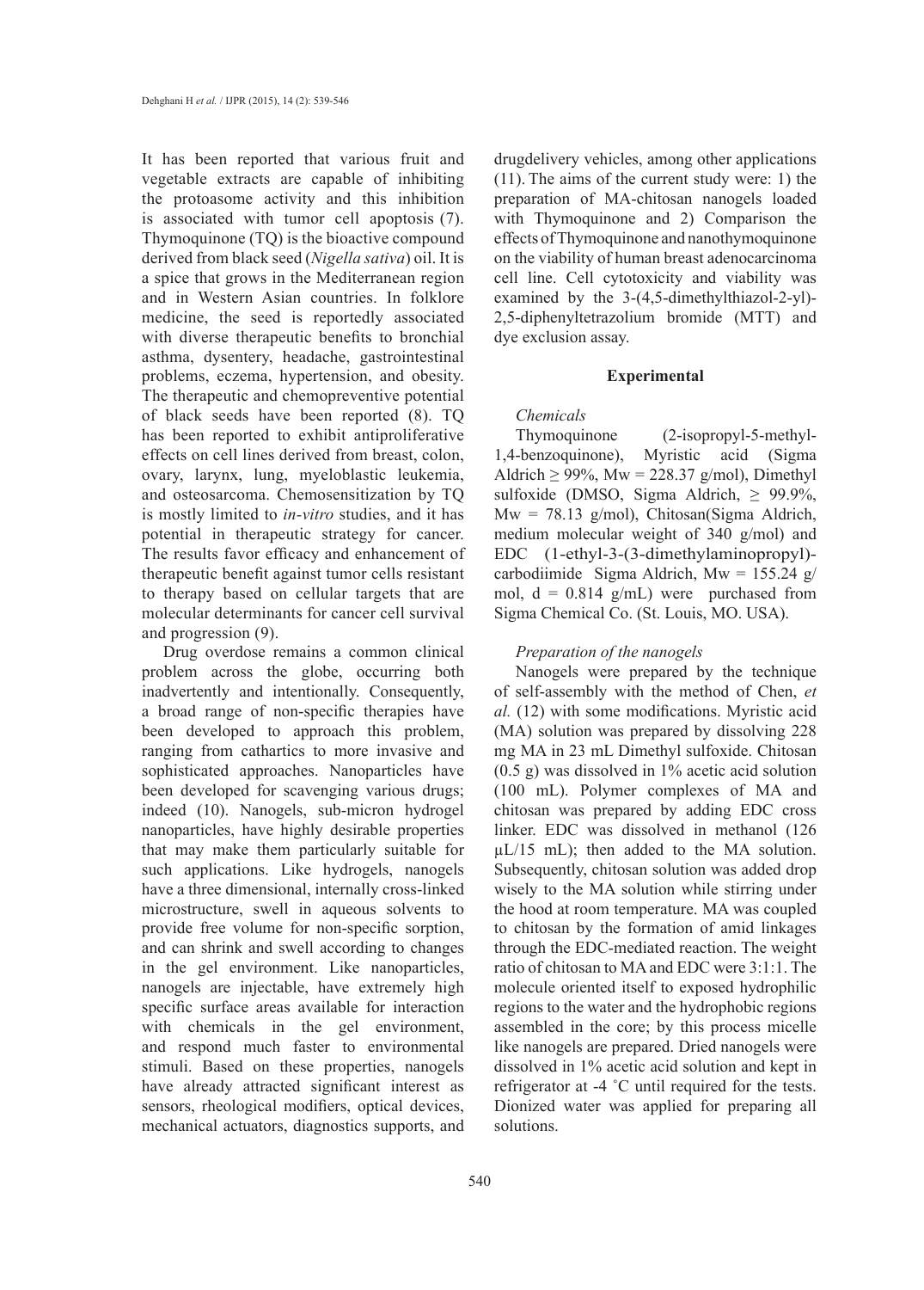It has been reported that various fruit and vegetable extracts are capable of inhibiting the protoasome activity and this inhibition is associated with tumor cell apoptosis (7). Thymoquinone (TQ) is the bioactive compound derived from black seed (*Nigella sativa*) oil. It is a spice that grows in the Mediterranean region and in Western Asian countries. In folklore medicine, the seed is reportedly associated with diverse therapeutic benefits to bronchial asthma, dysentery, headache, gastrointestinal problems, eczema, hypertension, and obesity. The therapeutic and chemopreventive potential of black seeds have been reported (8). TQ has been reported to exhibit antiproliferative effects on cell lines derived from breast, colon, ovary, larynx, lung, myeloblastic leukemia, and osteosarcoma. Chemosensitization by TQ is mostly limited to *in-vitro* studies, and it has potential in therapeutic strategy for cancer. The results favor efficacy and enhancement of therapeutic benefit against tumor cells resistant to therapy based on cellular targets that are molecular determinants for cancer cell survival and progression (9).

Drug overdose remains a common clinical problem across the globe, occurring both inadvertently and intentionally. Consequently, a broad range of non-specific therapies have been developed to approach this problem, ranging from cathartics to more invasive and sophisticated approaches. Nanoparticles have been developed for scavenging various drugs; indeed (10). Nanogels, sub-micron hydrogel nanoparticles, have highly desirable properties that may make them particularly suitable for such applications. Like hydrogels, nanogels have a three dimensional, internally cross-linked microstructure, swell in aqueous solvents to provide free volume for non-specific sorption, and can shrink and swell according to changes in the gel environment. Like nanoparticles, nanogels are injectable, have extremely high specific surface areas available for interaction with chemicals in the gel environment, and respond much faster to environmental stimuli. Based on these properties, nanogels have already attracted significant interest as sensors, rheological modifiers, optical devices, mechanical actuators, diagnostics supports, and drugdelivery vehicles, among other applications (11). The aims of the current study were: 1) the preparation of MA-chitosan nanogels loaded with Thymoquinone and 2) Comparison the effects of Thymoquinone and nanothymoquinone on the viability of human breast adenocarcinoma cell line. Cell cytotoxicity and viability was examined by the 3-(4,5-dimethylthiazol-2-yl)-2,5-diphenyltetrazolium bromide (MTT) and dye exclusion assay.

## Experimental

### *Chemicals*

Thymoquinone (2-isopropyl-5-methyl-1,4-benzoquinone), Myristic acid (Sigma Aldrich $\geq$ 99%, Mw = 228.37 g/mol), Dimethyl sulfoxide (DMSO, Sigma Aldrich, $\geq$ 99.9%, Mw = 78.13 g/mol), Chitosan(Sigma Aldrich, medium molecular weight of 340 g/mol) and EDC (1-ethyl-3-(3-dimethylaminopropyl)-carbodiimide Sigma Aldrich, Mw = 155.24 g/mol, d = 0.814 g/mL) were purchased from Sigma Chemical Co. (St. Louis, MO. USA).

### *Preparation of the nanogels*

Nanogels were prepared by the technique of self-assembly with the method of Chen, *et al.* (12) with some modifications. Myristic acid (MA) solution was prepared by dissolving 228 mg MA in 23 mL Dimethyl sulfoxide. Chitosan (0.5 g) was dissolved in 1% acetic acid solution (100 mL). Polymer complexes of MA and chitosan was prepared by adding EDC cross linker. EDC was dissolved in methanol (126 μL/15 mL); then added to the MA solution. Subsequently, chitosan solution was added drop wisely to the MA solution while stirring under the hood at room temperature. MA was coupled to chitosan by the formation of amid linkages through the EDC-mediated reaction. The weight ratio of chitosan to MA and EDC were 3:1:1. The molecule oriented itself to exposed hydrophilic regions to the water and the hydrophobic regions assembled in the core; by this process micelle like nanogels are prepared. Dried nanogels were dissolved in 1% acetic acid solution and kept in refrigerator at -4 ˚C until required for the tests. Dionized water was applied for preparing all solutions.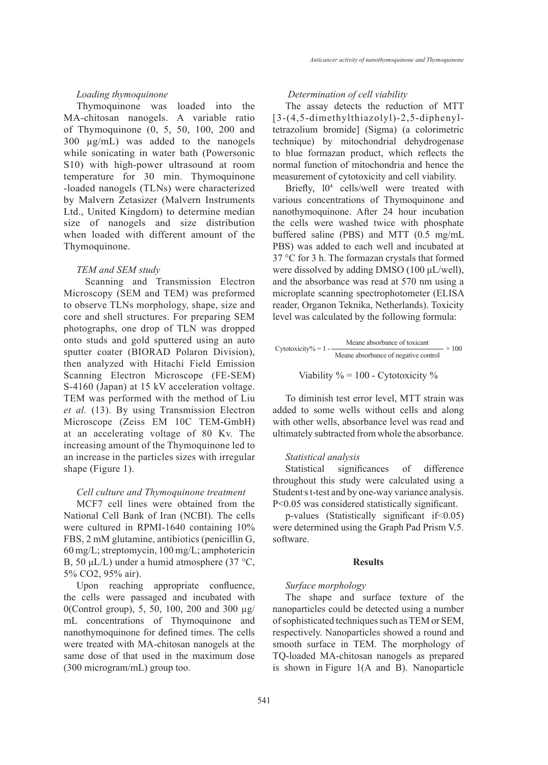### *Loading thymoquinone*

Thymoquinone was loaded into the MA-chitosan nanogels. A variable ratio of Thymoquinone (0, 5, 50, 100, 200 and 300 µg/mL) was added to the nanogels while sonicating in water bath (Powersonic S10) with high-power ultrasound at room temperature for 30 min. Thymoquinone -loaded nanogels (TLNs) were characterized by Malvern Zetasizer (Malvern Instruments Ltd., United Kingdom) to determine median size of nanogels and size distribution when loaded with different amount of the Thymoquinone.

### *TEM and SEM study*

Scanning and Transmission Electron Microscopy (SEM and TEM) was preformed to observe TLNs morphology, shape, size and core and shell structures. For preparing SEM photographs, one drop of TLN was dropped onto studs and gold sputtered using an auto sputter coater (BIORAD Polaron Division), then analyzed with Hitachi Field Emission Scanning Electron Microscope (FE-SEM) S-4160 (Japan) at 15 kV acceleration voltage. TEM was performed with the method of Liu *et al.* (13). By using Transmission Electron Microscope (Zeiss EM 10C TEM-GmbH) at an accelerating voltage of 80 Kv. The increasing amount of the Thymoquinone led to an increase in the particles sizes with irregular shape (Figure 1).

### *Cell culture and Thymoquinone treatment*

MCF7 cell lines were obtained from the National Cell Bank of Iran (NCBI). The cells were cultured in RPMI-1640 containing 10% FBS, 2 mM glutamine, antibiotics (penicillin G, 60 mg/L; streptomycin, 100 mg/L; amphotericin B, 50 µL/L) under a humid atmosphere (37 °C, 5% $CO_2$, 95% air).

Upon reaching appropriate confluence, the cells were passaged and incubated with 0(Control group), 5, 50, 100, 200 and 300 µg/mL concentrations of Thymoquinone and nanothymoquinone for defined times. The cells were treated with MA-chitosan nanogels at the same dose of that used in the maximum dose (300 microgram/mL) group too.

### *Determination of cell viability*

The assay detects the reduction of MTT [3-(4,5-dimethylthiazolyl)-2,5-diphenyl-tetrazolium bromide] (Sigma) (a colorimetric technique) by mitochondrial dehydrogenase to blue formazan product, which reflects the normal function of mitochondria and hence the measurement of cytotoxicity and cell viability.

Briefly, $10^4$ cells/well were treated with various concentrations of Thymoquinone and nanothymoquinone. After 24 hour incubation the cells were washed twice with phosphate buffered saline (PBS) and MTT (0.5 mg/mL PBS) was added to each well and incubated at 37 °C for 3 h. The formazan crystals that formed were dissolved by adding DMSO (100 µL/well), and the absorbance was read at 570 nm using a microplate scanning spectrophotometer (ELISA reader, Organon Teknika, Netherlands). Toxicity level was calculated by the following formula:

$$\text{Cytotoxicity\%} = 1 - \frac{\text{Meane absorbance of toxicant}}{\text{Meane absorbance of negative control}} \times 100$$

$$\text{Viability \%} = 100 - \text{Cytotoxicity \%}$$

To diminish test error level, MTT strain was added to some wells without cells and along with other wells, absorbance level was read and ultimately subtracted from whole the absorbance.

### *Statistical analysis*

Statistical significances of difference throughout this study were calculated using a Student's t-test and by one-way variance analysis. $P<0.05$ was considered statistically significant.

p-values (Statistically significant if$<0.05$) were determined using the Graph Pad Prism V.5. software.

## Results

### *Surface morphology*

The shape and surface texture of the nanoparticles could be detected using a number of sophisticated techniques such as TEM or SEM, respectively. Nanoparticles showed a round and smooth surface in TEM. The morphology of TQ-loaded MA-chitosan nanogels as prepared is shown in Figure 1(A and B). Nanoparticle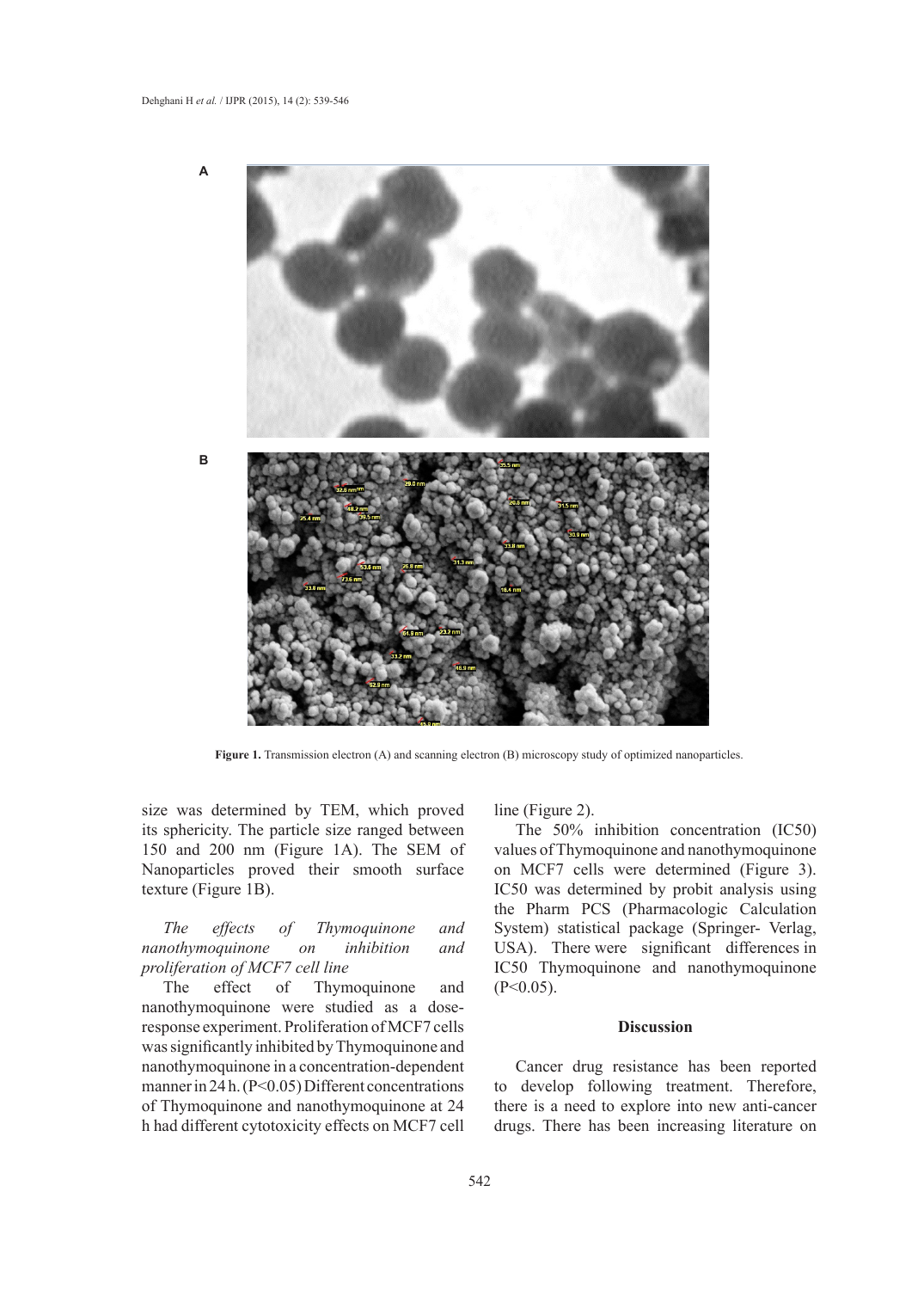**Figure 1.** Transmission electron (A) and scanning electron (B) microscopy study of optimized nanoparticles.

size was determined by TEM, which proved its sphericity. The particle size ranged between 150 and 200 nm (Figure 1A). The SEM of Nanoparticles proved their smooth surface texture (Figure 1B).

*The effects of Thymoquinone and nanothymoquinone on inhibition and proliferation of MCF7 cell line*

The effect of Thymoquinone and nanothymoquinone were studied as a dose-response experiment. Proliferation of MCF7 cells was significantly inhibited by Thymoquinone and nanothymoquinone in a concentration-dependent manner in 24 h. ($P<0.05$) Different concentrations of Thymoquinone and nanothymoquinone at 24 h had different cytotoxicity effects on MCF7 cell line (Figure 2).

The 50% inhibition concentration (IC50) values of Thymoquinone and nanothymoquinone on MCF7 cells were determined (Figure 3). IC50 was determined by probit analysis using the Pharm PCS (Pharmacologic Calculation System) statistical package (Springer- Verlag, USA). There were significant differences in IC50 Thymoquinone and nanothymoquinone ($P<0.05$).

## Discussion

Cancer drug resistance has been reported to develop following treatment. Therefore, there is a need to explore into new anti-cancer drugs. There has been increasing literature on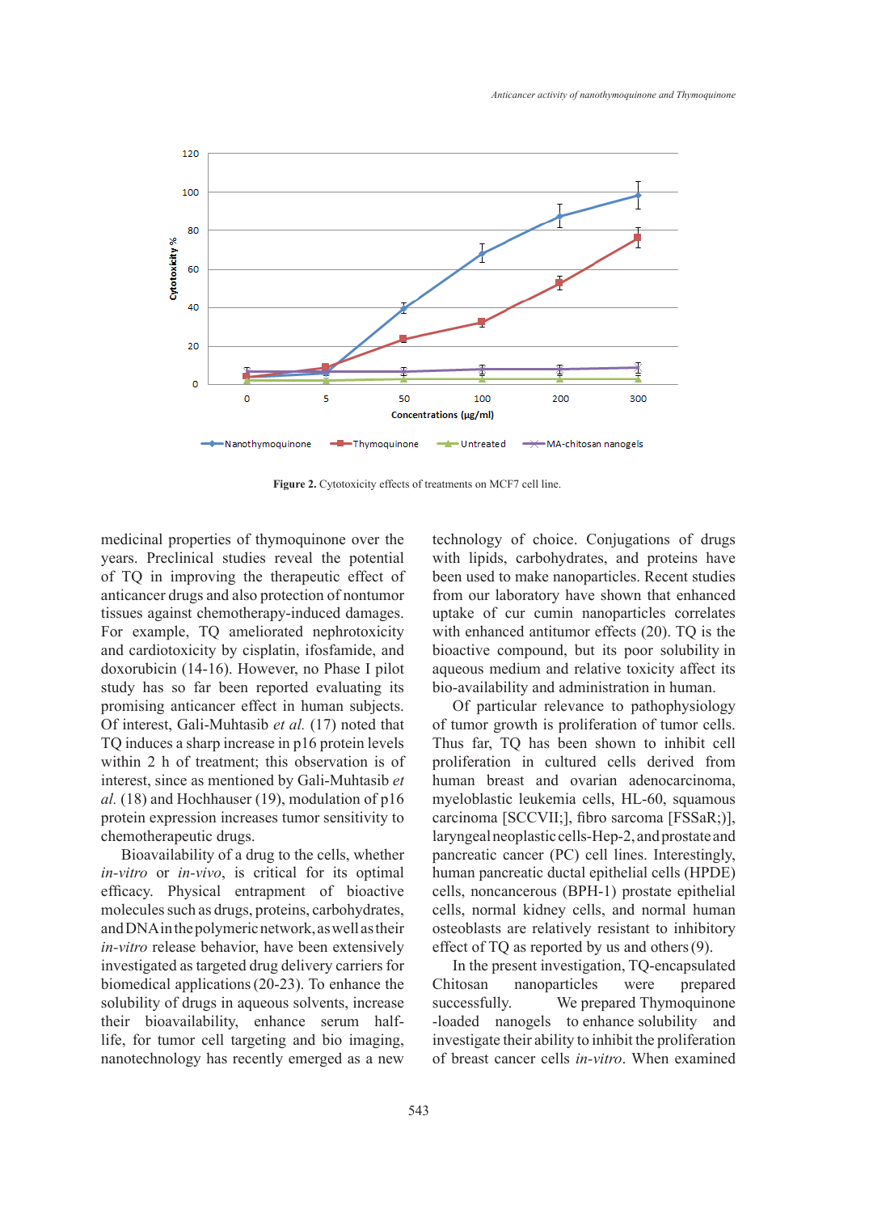**Figure 2.** Cytotoxicity effects of treatments on MCF7 cell line.

medicinal properties of thymoquinone over the years. Preclinical studies reveal the potential of TQ in improving the therapeutic effect of anticancer drugs and also protection of nontumor tissues against chemotherapy-induced damages. For example, TQ ameliorated nephrotoxicity and cardiotoxicity by cisplatin, ifosfamide, and doxorubicin (14-16). However, no Phase I pilot study has so far been reported evaluating its promising anticancer effect in human subjects. Of interest, Gali-Muhtasib *et al.* (17) noted that TQ induces a sharp increase in p16 protein levels within 2 h of treatment; this observation is of interest, since as mentioned by Gali-Muhtasib *et al.* (18) and Hochhauser (19), modulation of p16 protein expression increases tumor sensitivity to chemotherapeutic drugs.

Bioavailability of a drug to the cells, whether *in-vitro* or *in-vivo*, is critical for its optimal efficacy. Physical entrapment of bioactive molecules such as drugs, proteins, carbohydrates, and DNA in the polymeric network, as well as their *in-vitro* release behavior, have been extensively investigated as targeted drug delivery carriers for biomedical applications (20-23). To enhance the solubility of drugs in aqueous solvents, increase their bioavailability, enhance serum half-life, for tumor cell targeting and bio imaging, nanotechnology has recently emerged as a new technology of choice. Conjugations of drugs with lipids, carbohydrates, and proteins have been used to make nanoparticles. Recent studies from our laboratory have shown that enhanced uptake of cur cumin nanoparticles correlates with enhanced antitumor effects (20). TQ is the bioactive compound, but its poor solubility in aqueous medium and relative toxicity affect its bio-availability and administration in human.

Of particular relevance to pathophysiology of tumor growth is proliferation of tumor cells. Thus far, TQ has been shown to inhibit cell proliferation in cultured cells derived from human breast and ovarian adenocarcinoma, myeloblastic leukemia cells, HL-60, squamous carcinoma [SCCVII;], fibro sarcoma [FSSaR;)], laryngeal neoplastic cells-Hep-2, and prostate and pancreatic cancer (PC) cell lines. Interestingly, human pancreatic ductal epithelial cells (HPDE) cells, noncancerous (BPH-1) prostate epithelial cells, normal kidney cells, and normal human osteoblasts are relatively resistant to inhibitory effect of TQ as reported by us and others (9).

In the present investigation, TQ-encapsulated Chitosan nanoparticles were prepared successfully. We prepared Thymoquinone -loaded nanogels to enhance solubility and investigate their ability to inhibit the proliferation of breast cancer cells *in-vitro*. When examined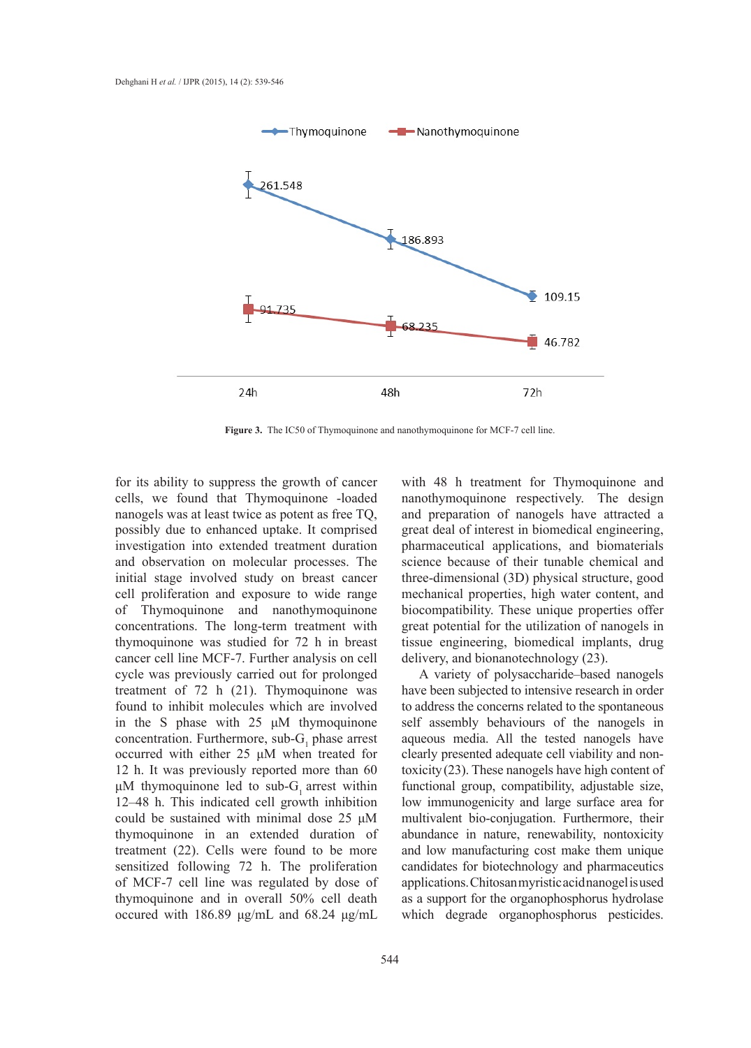**Figure 3.** The IC50 of Thymoquinone and nanothymoquinone for MCF-7 cell line.

for its ability to suppress the growth of cancer cells, we found that Thymoquinone -loaded nanogels was at least twice as potent as free TQ, possibly due to enhanced uptake. It comprised investigation into extended treatment duration and observation on molecular processes. The initial stage involved study on breast cancer cell proliferation and exposure to wide range of Thymoquinone and nanothymoquinone concentrations. The long-term treatment with thymoquinone was studied for 72 h in breast cancer cell line MCF-7. Further analysis on cell cycle was previously carried out for prolonged treatment of 72 h (21). Thymoquinone was found to inhibit molecules which are involved in the S phase with 25 µM thymoquinone concentration. Furthermore, sub-$G_1$ phase arrest occurred with either 25 µM when treated for 12 h. It was previously reported more than 60 µM thymoquinone led to sub-$G_1$ arrest within 12–48 h. This indicated cell growth inhibition could be sustained with minimal dose 25 µM thymoquinone in an extended duration of treatment (22). Cells were found to be more sensitized following 72 h. The proliferation of MCF-7 cell line was regulated by dose of thymoquinone and in overall 50% cell death occured with 186.89 µg/mL and 68.24 µg/mL with 48 h treatment for Thymoquinone and nanothymoquinone respectively. The design and preparation of nanogels have attracted a great deal of interest in biomedical engineering, pharmaceutical applications, and biomaterials science because of their tunable chemical and three-dimensional (3D) physical structure, good mechanical properties, high water content, and biocompatibility. These unique properties offer great potential for the utilization of nanogels in tissue engineering, biomedical implants, drug delivery, and bionanotechnology (23).

A variety of polysaccharide–based nanogels have been subjected to intensive research in order to address the concerns related to the spontaneous self assembly behaviours of the nanogels in aqueous media. All the tested nanogels have clearly presented adequate cell viability and non-toxicity (23). These nanogels have high content of functional group, compatibility, adjustable size, low immunogenicity and large surface area for multivalent bio-conjugation. Furthermore, their abundance in nature, renewability, nontoxicity and low manufacturing cost make them unique candidates for biotechnology and pharmaceutics applications. Chitosan myristic acid nanogel is used as a support for the organophosphorus hydrolase which degrade organophosphorus pesticides.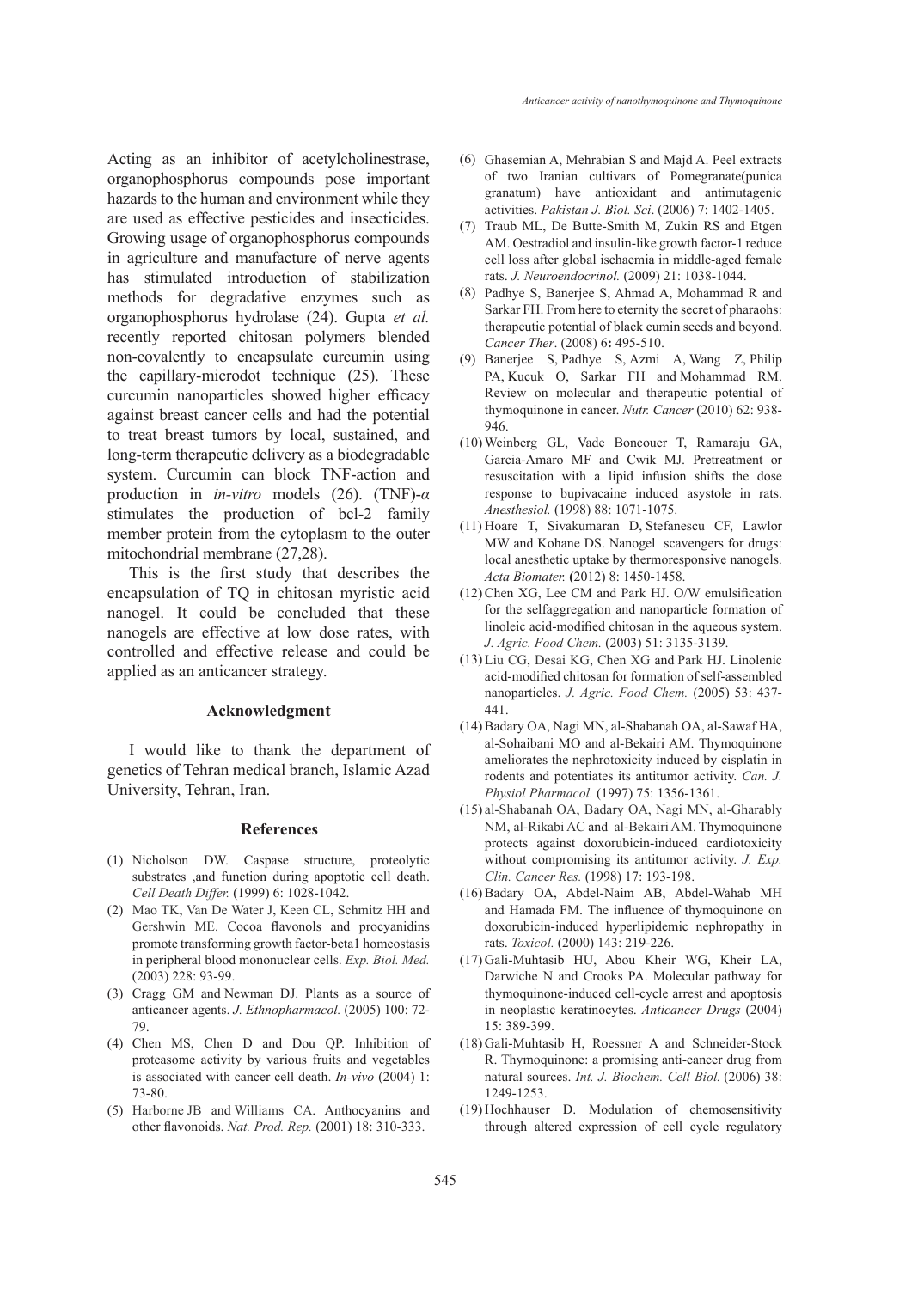Acting as an inhibitor of acetylcholinestrase, organophosphorus compounds pose important hazards to the human and environment while they are used as effective pesticides and insecticides. Growing usage of organophosphorus compounds in agriculture and manufacture of nerve agents has stimulated introduction of stabilization methods for degradative enzymes such as organophosphorus hydrolase (24). Gupta *et al.* recently reported chitosan polymers blended non-covalently to encapsulate curcumin using the capillary-microdot technique (25). These curcumin nanoparticles showed higher efficacy against breast cancer cells and had the potential to treat breast tumors by local, sustained, and long-term therapeutic delivery as a biodegradable system. Curcumin can block TNF-action and production in *in-vitro* models (26). (TNF)-$\alpha$ stimulates the production of bcl-2 family member protein from the cytoplasm to the outer mitochondrial membrane (27,28).

This is the first study that describes the encapsulation of TQ in chitosan myristic acid nanogel. It could be concluded that these nanogels are effective at low dose rates, with controlled and effective release and could be applied as an anticancer strategy.

## Acknowledgment

I would like to thank the department of genetics of Tehran medical branch, Islamic Azad University, Tehran, Iran.

## References

(1) Nicholson DW. Caspase structure, proteolytic substrates ,and function during apoptotic cell death. *Cell Death Differ.* (1999) 6: 1028-1042.

(2) Mao TK, Van De Water J, Keen CL, Schmitz HH and Gershwin ME. Cocoa flavonols and procyanidins promote transforming growth factor-beta1 homeostasis in peripheral blood mononuclear cells. *Exp. Biol. Med.* (2003) 228: 93-99.

(3) Cragg GM and Newman DJ. Plants as a source of anticancer agents. *J. Ethnopharmacol.* (2005) 100: 72-79.

(4) Chen MS, Chen D and Dou QP. Inhibition of proteasome activity by various fruits and vegetables is associated with cancer cell death. *In-vivo* (2004) 1: 73-80.

(5) Harborne JB and Williams CA. Anthocyanins and other flavonoids. *Nat. Prod. Rep.* (2001) 18: 310-333.

(6) Ghasemian A, Mehrabian S and Majd A. Peel extracts of two Iranian cultivars of Pomegranate(punica granatum) have antioxidant and antimutagenic activities. *Pakistan J. Biol. Sci*. (2006) 7: 1402-1405.

(7) Traub ML, De Butte-Smith M, Zukin RS and Etgen AM. Oestradiol and insulin-like growth factor-1 reduce cell loss after global ischaemia in middle-aged female rats. *J. Neuroendocrinol.* (2009) 21: 1038-1044.

(8) Padhye S, Banerjee S, Ahmad A, Mohammad R and Sarkar FH. From here to eternity the secret of pharaohs: therapeutic potential of black cumin seeds and beyond. *Cancer Ther*. (2008) 6**:** 495-510.

(9) Banerjee S, Padhye S, Azmi A, Wang Z, Philip PA, Kucuk O, Sarkar FH and Mohammad RM. Review on molecular and therapeutic potential of thymoquinone in cancer. *Nutr. Cancer* (2010) 62: 938-946.

(10) Weinberg GL, Vade Boncouer T, Ramaraju GA, Garcia-Amaro MF and Cwik MJ. Pretreatment or resuscitation with a lipid infusion shifts the dose response to bupivacaine induced asystole in rats. *Anesthesiol.* (1998) 88: 1071-1075.

(11) Hoare T, Sivakumaran D, Stefanescu CF, Lawlor MW and Kohane DS. Nanogel scavengers for drugs: local anesthetic uptake by thermoresponsive nanogels. *Acta Biomater.* **(**2012) 8: 1450-1458.

(12) Chen XG, Lee CM and Park HJ. O/W emulsification for the selfaggregation and nanoparticle formation of linoleic acid-modified chitosan in the aqueous system. *J. Agric. Food Chem.* (2003) 51: 3135-3139.

(13) Liu CG, Desai KG, Chen XG and Park HJ. Linolenic acid-modified chitosan for formation of self-assembled nanoparticles. *J. Agric. Food Chem.* (2005) 53: 437-441.

(14) Badary OA, Nagi MN, al-Shabanah OA, al-Sawaf HA, al-Sohaibani MO and al-Bekairi AM. Thymoquinone ameliorates the nephrotoxicity induced by cisplatin in rodents and potentiates its antitumor activity. *Can. J. Physiol Pharmacol.* (1997) 75: 1356-1361.

(15) al-Shabanah OA, Badary OA, Nagi MN, al-Gharably NM, al-Rikabi AC and al-Bekairi AM. Thymoquinone protects against doxorubicin-induced cardiotoxicity without compromising its antitumor activity. *J. Exp. Clin. Cancer Res.* (1998) 17: 193-198.

(16) Badary OA, Abdel-Naim AB, Abdel-Wahab MH and Hamada FM. The influence of thymoquinone on doxorubicin-induced hyperlipidemic nephropathy in rats. *Toxicol.* (2000) 143: 219-226.

(17) Gali-Muhtasib HU, Abou Kheir WG, Kheir LA, Darwiche N and Crooks PA. Molecular pathway for thymoquinone-induced cell-cycle arrest and apoptosis in neoplastic keratinocytes. *Anticancer Drugs* (2004) 15: 389-399.

(18) Gali-Muhtasib H, Roessner A and Schneider-Stock R. Thymoquinone: a promising anti-cancer drug from natural sources. *Int. J. Biochem. Cell Biol.* (2006) 38: 1249-1253.

(19) Hochhauser D. Modulation of chemosensitivity through altered expression of cell cycle regulatory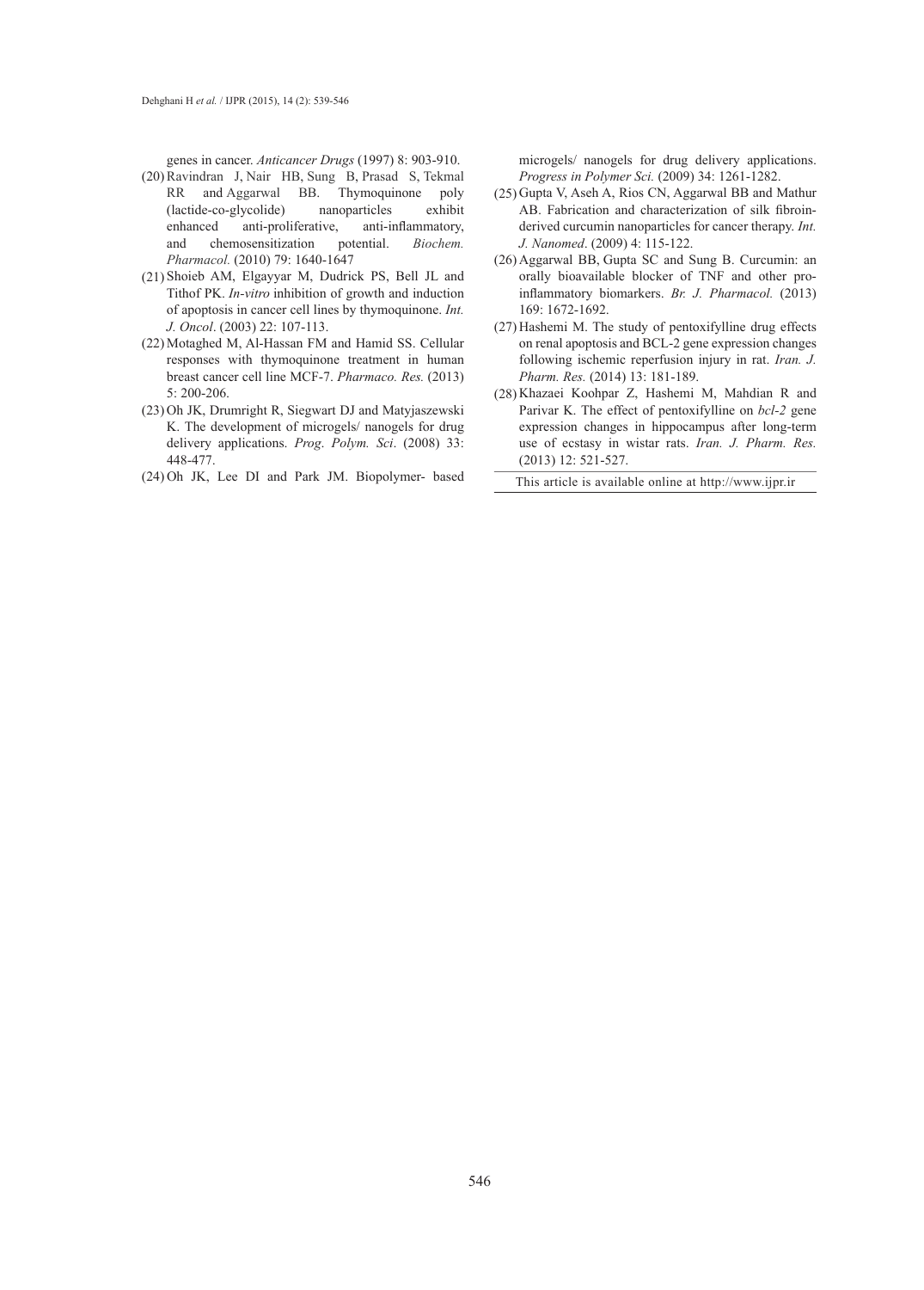genes in cancer. *Anticancer Drugs* (1997) 8: 903-910.

(20) Ravindran J, Nair HB, Sung B, Prasad S, Tekmal RR and Aggarwal BB. Thymoquinone poly (lactide-co-glycolide) nanoparticles exhibit enhanced anti-proliferative, anti-inflammatory, and chemosensitization potential. *Biochem. Pharmacol.* (2010) 79: 1640-1647

(21) Shoieb AM, Elgayyar M, Dudrick PS, Bell JL and Tithof PK. *In-vitro* inhibition of growth and induction of apoptosis in cancer cell lines by thymoquinone. *Int. J. Oncol*. (2003) 22: 107-113.

(22) Motaghed M, Al-Hassan FM and Hamid SS. Cellular responses with thymoquinone treatment in human breast cancer cell line MCF-7. *Pharmaco. Res.* (2013) 5: 200-206.

(23) Oh JK, Drumright R, Siegwart DJ and Matyjaszewski K. The development of microgels/ nanogels for drug delivery applications. *Prog. Polym. Sci*. (2008) 33: 448-477.

(24) Oh JK, Lee DI and Park JM. Biopolymer- based microgels/ nanogels for drug delivery applications. *Progress in Polymer Sci.* (2009) 34: 1261-1282.

(25) Gupta V, Aseh A, Rios CN, Aggarwal BB and Mathur AB. Fabrication and characterization of silk fibroin-derived curcumin nanoparticles for cancer therapy. *Int. J. Nanomed*. (2009) 4: 115-122.

(26) Aggarwal BB, Gupta SC and Sung B. Curcumin: an orally bioavailable blocker of TNF and other pro-inflammatory biomarkers. *Br. J. Pharmacol.* (2013) 169: 1672-1692.

(27) Hashemi M. The study of pentoxifylline drug effects on renal apoptosis and BCL-2 gene expression changes following ischemic reperfusion injury in rat. *Iran. J. Pharm. Res.* (2014) 13: 181-189.

(28) Khazaei Koohpar Z, Hashemi M, Mahdian R and Parivar K. The effect of pentoxifylline on *bcl-2* gene expression changes in hippocampus after long-term use of ecstasy in wistar rats. *Iran. J. Pharm. Res.* (2013) 12: 521-527.

This article is available online at http://www.ijpr.ir